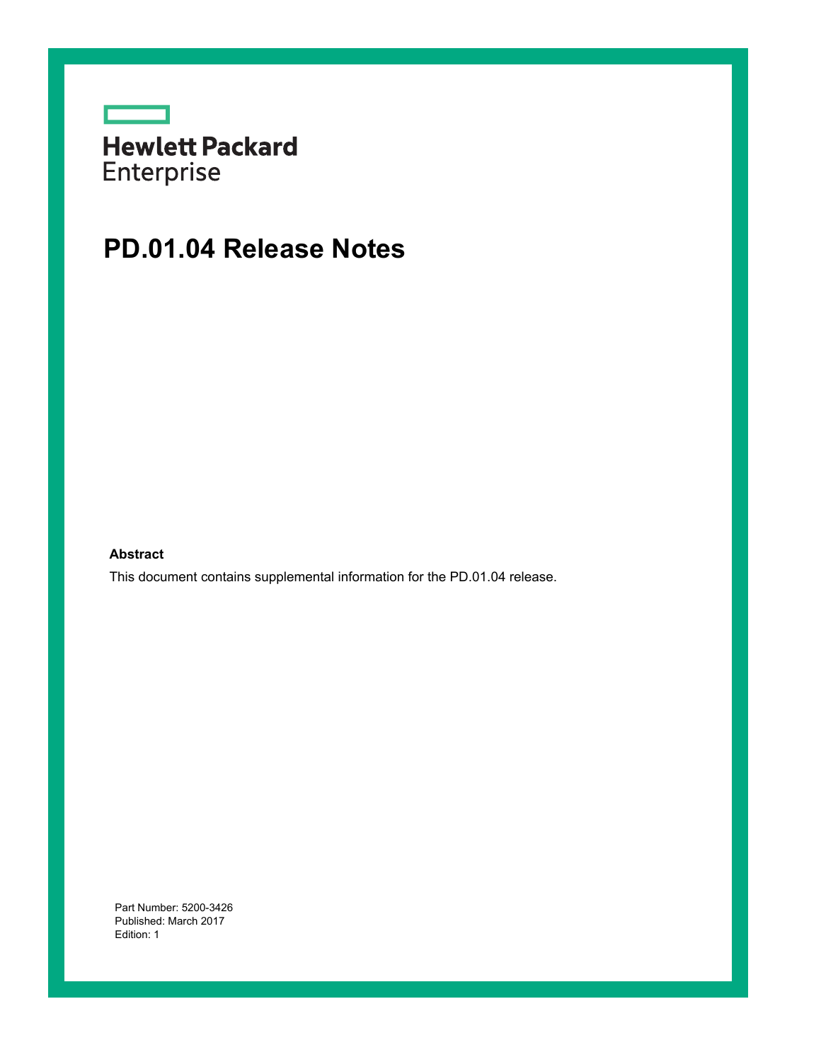Hewlett Packard Enterprise

# PD.01.04 Release Notes

**Abstract**

This document contains supplemental information for the PD.01.04 release.

Part Number: 5200-3426
Published: March 2017
Edition: 1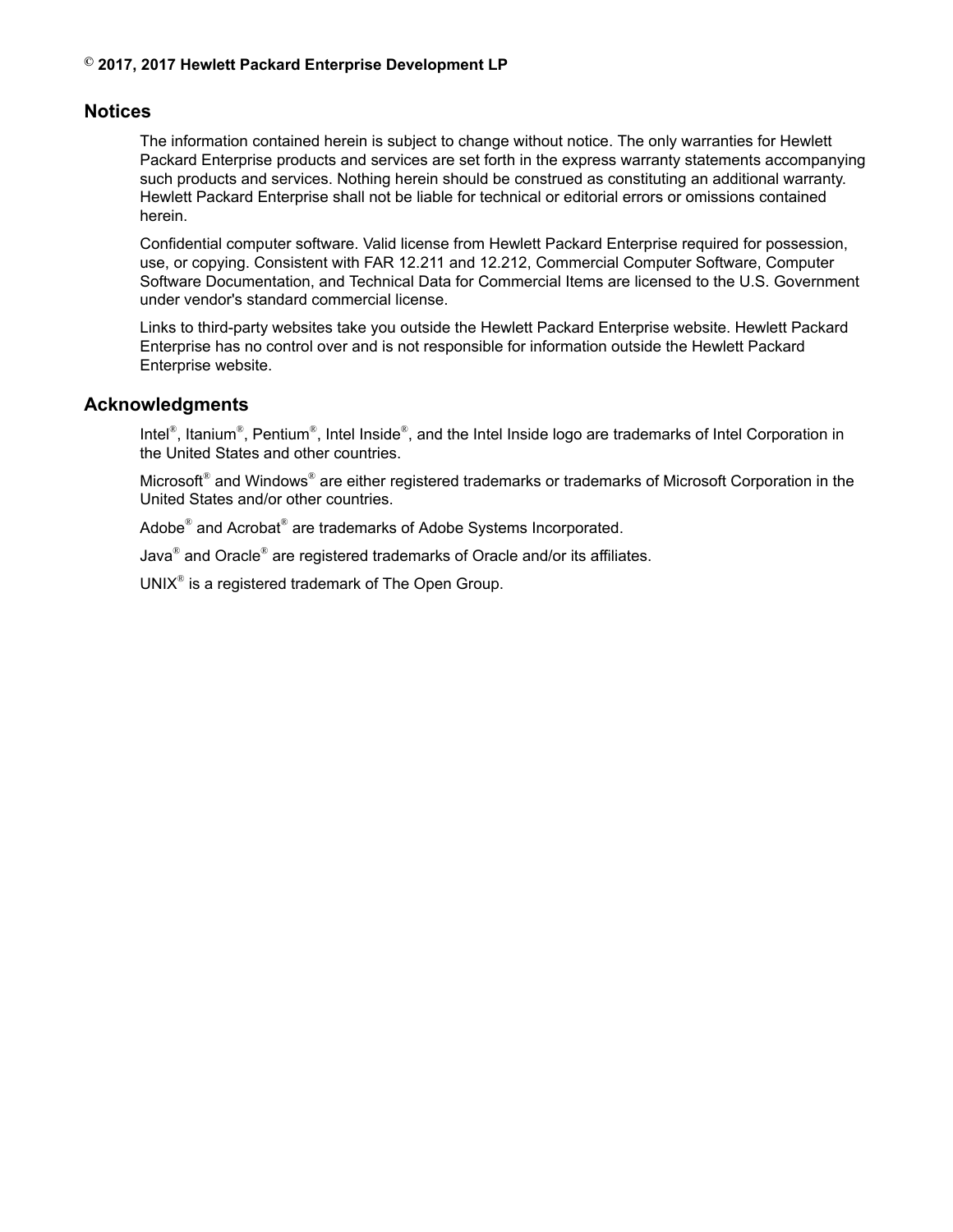**© 2017, 2017 Hewlett Packard Enterprise Development LP**

## Notices

The information contained herein is subject to change without notice. The only warranties for Hewlett Packard Enterprise products and services are set forth in the express warranty statements accompanying such products and services. Nothing herein should be construed as constituting an additional warranty. Hewlett Packard Enterprise shall not be liable for technical or editorial errors or omissions contained herein.

Confidential computer software. Valid license from Hewlett Packard Enterprise required for possession, use, or copying. Consistent with FAR 12.211 and 12.212, Commercial Computer Software, Computer Software Documentation, and Technical Data for Commercial Items are licensed to the U.S. Government under vendor's standard commercial license.

Links to third-party websites take you outside the Hewlett Packard Enterprise website. Hewlett Packard Enterprise has no control over and is not responsible for information outside the Hewlett Packard Enterprise website.

## Acknowledgments

Intel®, Itanium®, Pentium®, Intel Inside®, and the Intel Inside logo are trademarks of Intel Corporation in the United States and other countries.

Microsoft® and Windows® are either registered trademarks or trademarks of Microsoft Corporation in the United States and/or other countries.

Adobe® and Acrobat® are trademarks of Adobe Systems Incorporated.

Java® and Oracle® are registered trademarks of Oracle and/or its affiliates.

UNIX® is a registered trademark of The Open Group.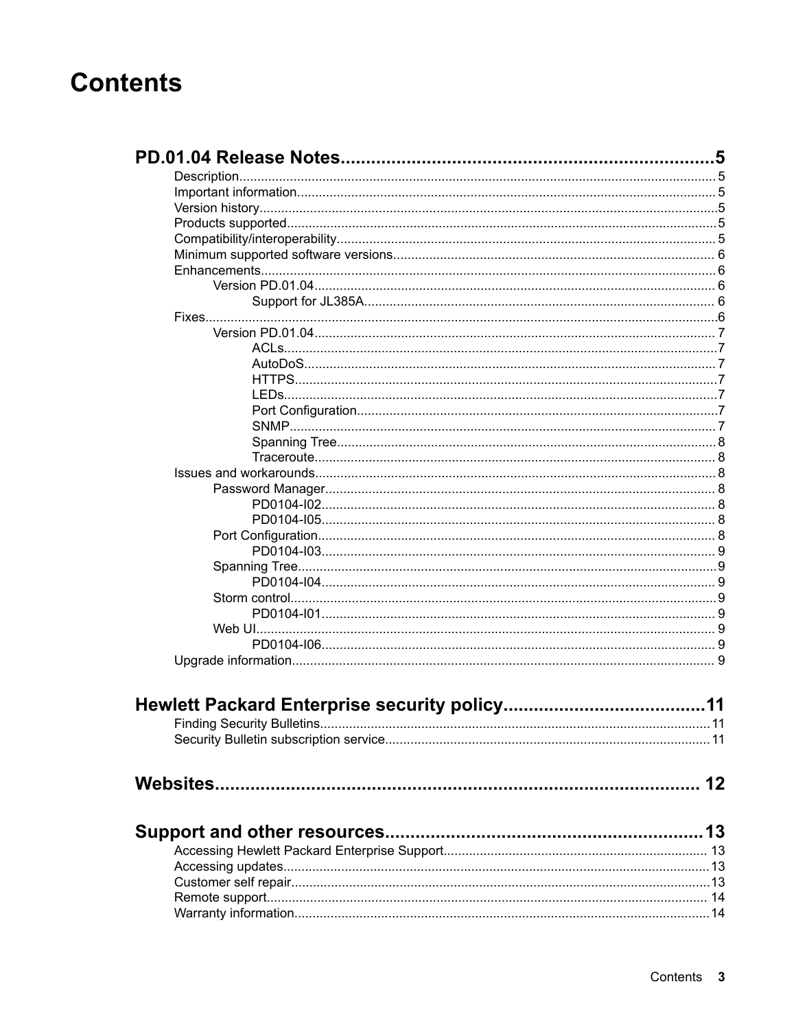# Contents

**PD.01.04 Release Notes....................5**

- Description.................... 5
- Important information.................... 5
- Version history.................... 5
- Products supported.................... 5
- Compatibility/interoperability.................... 5
- Minimum supported software versions.................... 6
- Enhancements.................... 6
  - Version PD.01.04.................... 6
    - Support for JL385A.................... 6
- Fixes.................... 6
  - Version PD.01.04.................... 7
    - ACLs.................... 7
    - AutoDoS.................... 7
    - HTTPS.................... 7
    - LEDs.................... 7
    - Port Configuration.................... 7
    - SNMP.................... 7
    - Spanning Tree.................... 8
    - Traceroute.................... 8
- Issues and workarounds.................... 8
  - Password Manager.................... 8
    - PD0104-I02.................... 8
    - PD0104-I05.................... 8
  - Port Configuration.................... 8
    - PD0104-I03.................... 9
  - Spanning Tree.................... 9
    - PD0104-I04.................... 9
  - Storm control.................... 9
    - PD0104-I01.................... 9
  - Web UI.................... 9
    - PD0104-I06.................... 9
- Upgrade information.................... 9

**Hewlett Packard Enterprise security policy....................11**

- Finding Security Bulletins.................... 11
- Security Bulletin subscription service.................... 11

**Websites.................... 12**

**Support and other resources....................13**

- Accessing Hewlett Packard Enterprise Support.................... 13
- Accessing updates.................... 13
- Customer self repair.................... 13
- Remote support.................... 14
- Warranty information.................... 14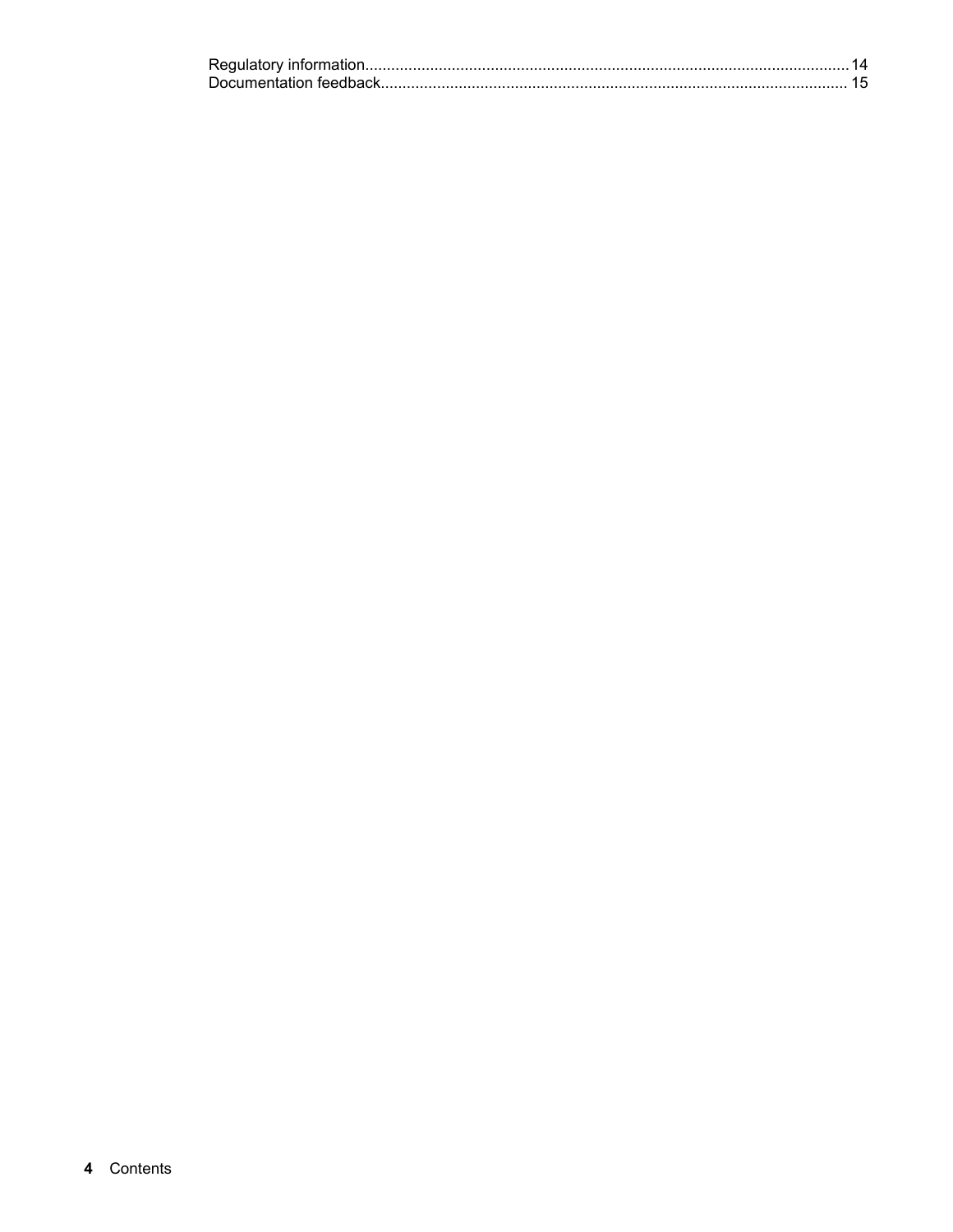Regulatory information....................................................................................................................14
Documentation feedback.................................................................................................................. 15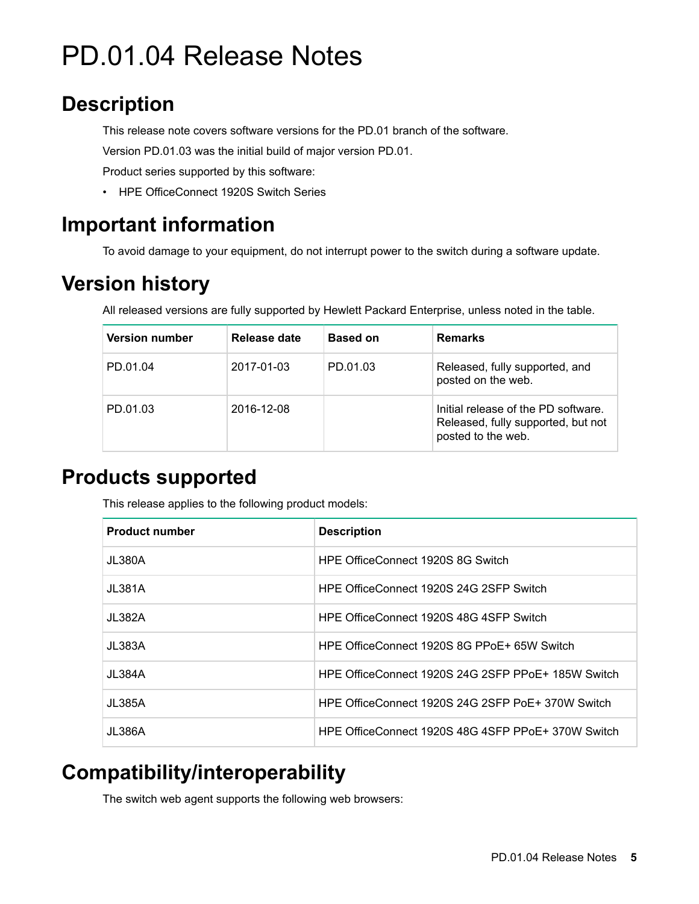# PD.01.04 Release Notes

## Description

This release note covers software versions for the PD.01 branch of the software.

Version PD.01.03 was the initial build of major version PD.01.

Product series supported by this software:

- HPE OfficeConnect 1920S Switch Series

## Important information

To avoid damage to your equipment, do not interrupt power to the switch during a software update.

## Version history

All released versions are fully supported by Hewlett Packard Enterprise, unless noted in the table.

| Version number | Release date | Based on | Remarks |
|---|---|---|---|
| PD.01.04 | 2017-01-03 | PD.01.03 | Released, fully supported, and posted on the web. |
| PD.01.03 | 2016-12-08 | | Initial release of the PD software. Released, fully supported, but not posted to the web. |

## Products supported

This release applies to the following product models:

| Product number | Description |
|---|---|
| JL380A | HPE OfficeConnect 1920S 8G Switch |
| JL381A | HPE OfficeConnect 1920S 24G 2SFP Switch |
| JL382A | HPE OfficeConnect 1920S 48G 4SFP Switch |
| JL383A | HPE OfficeConnect 1920S 8G PPoE+ 65W Switch |
| JL384A | HPE OfficeConnect 1920S 24G 2SFP PPoE+ 185W Switch |
| JL385A | HPE OfficeConnect 1920S 24G 2SFP PoE+ 370W Switch |
| JL386A | HPE OfficeConnect 1920S 48G 4SFP PPoE+ 370W Switch |

## Compatibility/interoperability

The switch web agent supports the following web browsers: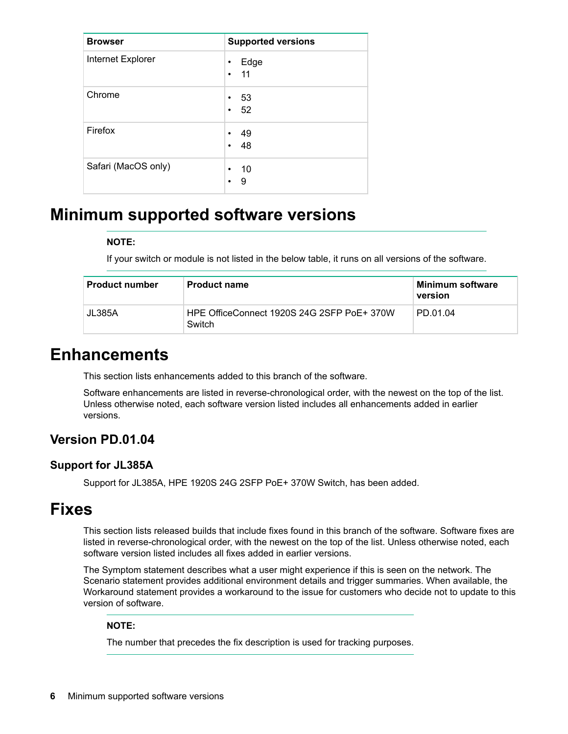| Browser | Supported versions |
|---|---|
| Internet Explorer | • Edge<br>• 11 |
| Chrome | • 53<br>• 52 |
| Firefox | • 49<br>• 48 |
| Safari (MacOS only) | • 10<br>• 9 |

# Minimum supported software versions

**NOTE:**

If your switch or module is not listed in the below table, it runs on all versions of the software.

| Product number | Product name | Minimum software version |
|---|---|---|
| JL385A | HPE OfficeConnect 1920S 24G 2SFP PoE+ 370W Switch | PD.01.04 |

# Enhancements

This section lists enhancements added to this branch of the software.

Software enhancements are listed in reverse-chronological order, with the newest on the top of the list. Unless otherwise noted, each software version listed includes all enhancements added in earlier versions.

## Version PD.01.04

### Support for JL385A

Support for JL385A, HPE 1920S 24G 2SFP PoE+ 370W Switch, has been added.

# Fixes

This section lists released builds that include fixes found in this branch of the software. Software fixes are listed in reverse-chronological order, with the newest on the top of the list. Unless otherwise noted, each software version listed includes all fixes added in earlier versions.

The Symptom statement describes what a user might experience if this is seen on the network. The Scenario statement provides additional environment details and trigger summaries. When available, the Workaround statement provides a workaround to the issue for customers who decide not to update to this version of software.

**NOTE:**

The number that precedes the fix description is used for tracking purposes.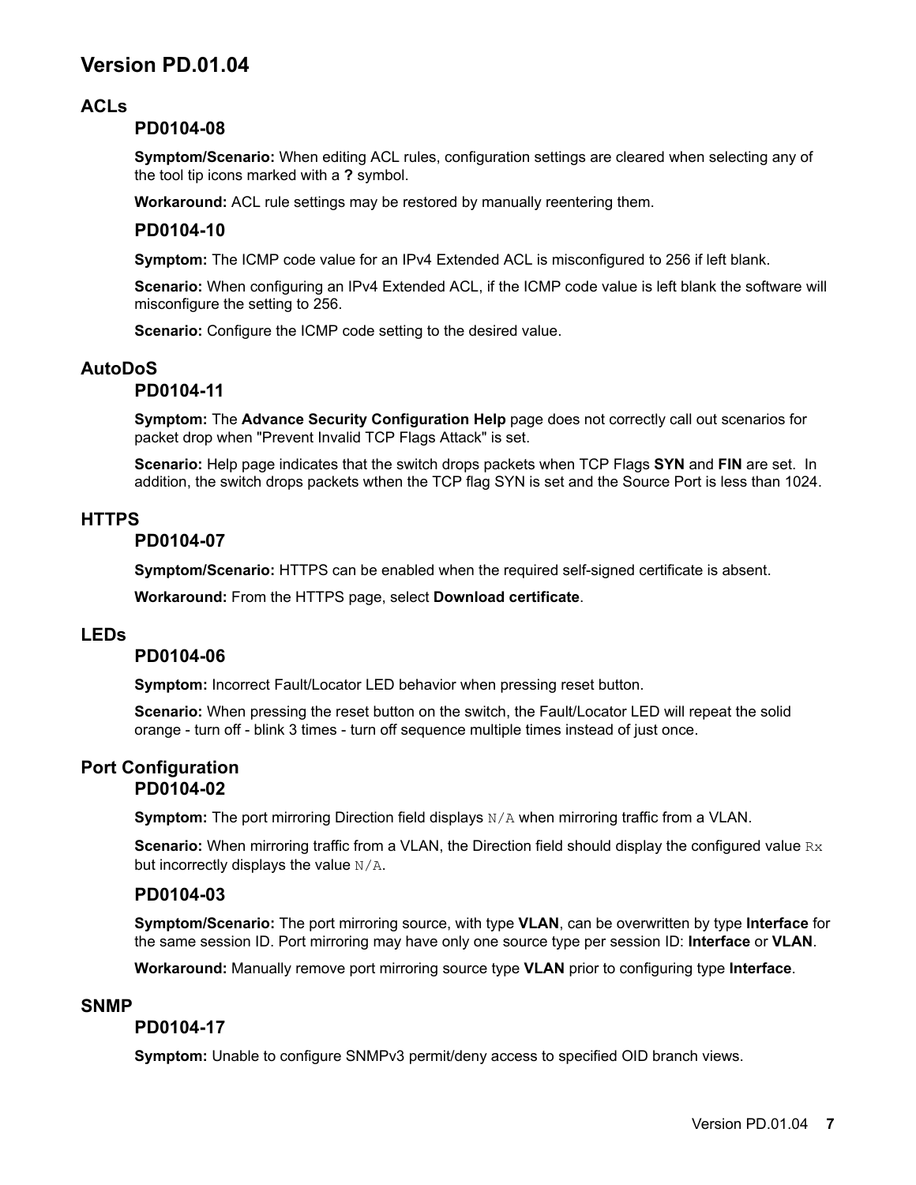# Version PD.01.04

## ACLs

### PD0104-08

**Symptom/Scenario:** When editing ACL rules, configuration settings are cleared when selecting any of the tool tip icons marked with a **?** symbol.

**Workaround:** ACL rule settings may be restored by manually reentering them.

### PD0104-10

**Symptom:** The ICMP code value for an IPv4 Extended ACL is misconfigured to 256 if left blank.

**Scenario:** When configuring an IPv4 Extended ACL, if the ICMP code value is left blank the software will misconfigure the setting to 256.

**Scenario:** Configure the ICMP code setting to the desired value.

## AutoDoS

### PD0104-11

**Symptom:** The **Advance Security Configuration Help** page does not correctly call out scenarios for packet drop when "Prevent Invalid TCP Flags Attack" is set.

**Scenario:** Help page indicates that the switch drops packets when TCP Flags **SYN** and **FIN** are set. In addition, the switch drops packets wthen the TCP flag SYN is set and the Source Port is less than 1024.

## HTTPS

### PD0104-07

**Symptom/Scenario:** HTTPS can be enabled when the required self-signed certificate is absent.

**Workaround:** From the HTTPS page, select **Download certificate**.

## LEDs

### PD0104-06

**Symptom:** Incorrect Fault/Locator LED behavior when pressing reset button.

**Scenario:** When pressing the reset button on the switch, the Fault/Locator LED will repeat the solid orange - turn off - blink 3 times - turn off sequence multiple times instead of just once.

## Port Configuration

### PD0104-02

**Symptom:** The port mirroring Direction field displays `N/A` when mirroring traffic from a VLAN.

**Scenario:** When mirroring traffic from a VLAN, the Direction field should display the configured value `Rx` but incorrectly displays the value `N/A`.

### PD0104-03

**Symptom/Scenario:** The port mirroring source, with type **VLAN**, can be overwritten by type **Interface** for the same session ID. Port mirroring may have only one source type per session ID: **Interface** or **VLAN**.

**Workaround:** Manually remove port mirroring source type **VLAN** prior to configuring type **Interface**.

## SNMP

### PD0104-17

**Symptom:** Unable to configure SNMPv3 permit/deny access to specified OID branch views.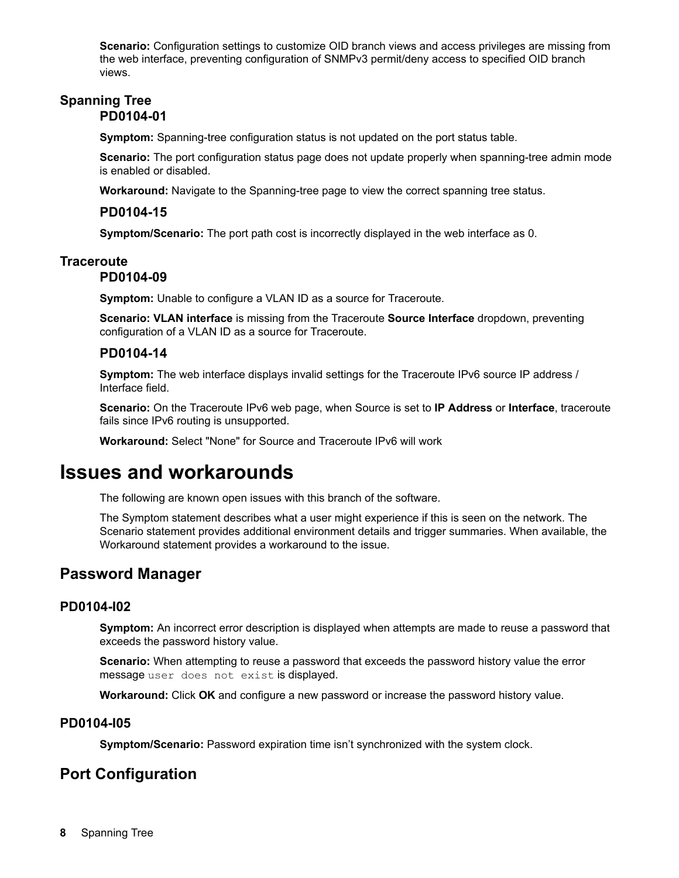**Scenario:** Configuration settings to customize OID branch views and access privileges are missing from the web interface, preventing configuration of SNMPv3 permit/deny access to specified OID branch views.

## Spanning Tree

### PD0104-01

**Symptom:** Spanning-tree configuration status is not updated on the port status table.

**Scenario:** The port configuration status page does not update properly when spanning-tree admin mode is enabled or disabled.

**Workaround:** Navigate to the Spanning-tree page to view the correct spanning tree status.

### PD0104-15

**Symptom/Scenario:** The port path cost is incorrectly displayed in the web interface as 0.

## Traceroute

### PD0104-09

**Symptom:** Unable to configure a VLAN ID as a source for Traceroute.

**Scenario: VLAN interface** is missing from the Traceroute **Source Interface** dropdown, preventing configuration of a VLAN ID as a source for Traceroute.

### PD0104-14

**Symptom:** The web interface displays invalid settings for the Traceroute IPv6 source IP address / Interface field.

**Scenario:** On the Traceroute IPv6 web page, when Source is set to **IP Address** or **Interface**, traceroute fails since IPv6 routing is unsupported.

**Workaround:** Select "None" for Source and Traceroute IPv6 will work

# Issues and workarounds

The following are known open issues with this branch of the software.

The Symptom statement describes what a user might experience if this is seen on the network. The Scenario statement provides additional environment details and trigger summaries. When available, the Workaround statement provides a workaround to the issue.

## Password Manager

### PD0104-I02

**Symptom:** An incorrect error description is displayed when attempts are made to reuse a password that exceeds the password history value.

**Scenario:** When attempting to reuse a password that exceeds the password history value the error message `user does not exist` is displayed.

**Workaround:** Click **OK** and configure a new password or increase the password history value.

### PD0104-I05

**Symptom/Scenario:** Password expiration time isn't synchronized with the system clock.

## Port Configuration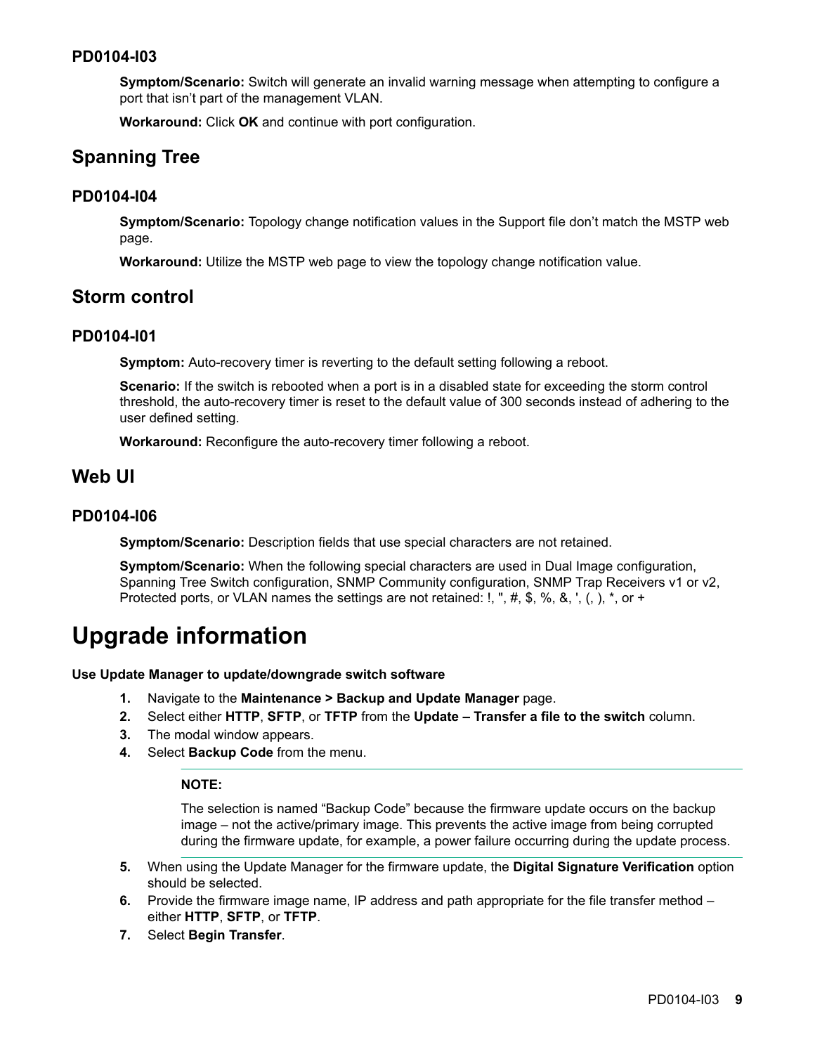### PD0104-I03

**Symptom/Scenario:** Switch will generate an invalid warning message when attempting to configure a port that isn't part of the management VLAN.

**Workaround:** Click **OK** and continue with port configuration.

## Spanning Tree

### PD0104-I04

**Symptom/Scenario:** Topology change notification values in the Support file don't match the MSTP web page.

**Workaround:** Utilize the MSTP web page to view the topology change notification value.

## Storm control

### PD0104-I01

**Symptom:** Auto-recovery timer is reverting to the default setting following a reboot.

**Scenario:** If the switch is rebooted when a port is in a disabled state for exceeding the storm control threshold, the auto-recovery timer is reset to the default value of 300 seconds instead of adhering to the user defined setting.

**Workaround:** Reconfigure the auto-recovery timer following a reboot.

## Web UI

### PD0104-I06

**Symptom/Scenario:** Description fields that use special characters are not retained.

**Symptom/Scenario:** When the following special characters are used in Dual Image configuration, Spanning Tree Switch configuration, SNMP Community configuration, SNMP Trap Receivers v1 or v2, Protected ports, or VLAN names the settings are not retained: !, ", #, $, %, &, ', (, ), *, or +

# Upgrade information

**Use Update Manager to update/downgrade switch software**

1. Navigate to the **Maintenance > Backup and Update Manager** page.
2. Select either **HTTP**, **SFTP**, or **TFTP** from the **Update – Transfer a file to the switch** column.
3. The modal window appears.
4. Select **Backup Code** from the menu.

   **NOTE:**

   The selection is named "Backup Code" because the firmware update occurs on the backup image – not the active/primary image. This prevents the active image from being corrupted during the firmware update, for example, a power failure occurring during the update process.

5. When using the Update Manager for the firmware update, the **Digital Signature Verification** option should be selected.
6. Provide the firmware image name, IP address and path appropriate for the file transfer method – either **HTTP**, **SFTP**, or **TFTP**.
7. Select **Begin Transfer**.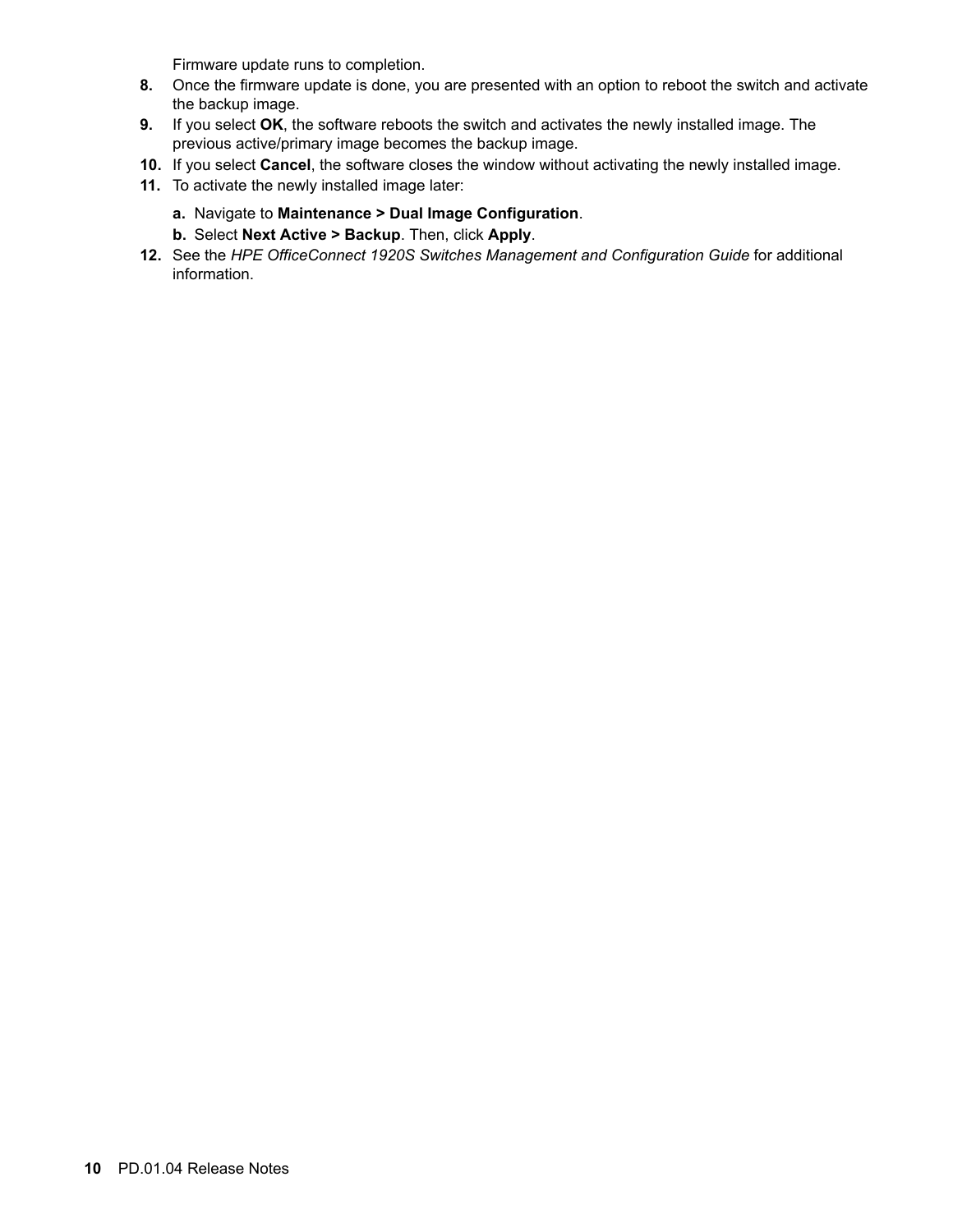Firmware update runs to completion.

8. Once the firmware update is done, you are presented with an option to reboot the switch and activate the backup image.
9. If you select **OK**, the software reboots the switch and activates the newly installed image. The previous active/primary image becomes the backup image.
10. If you select **Cancel**, the software closes the window without activating the newly installed image.
11. To activate the newly installed image later:
    a. Navigate to **Maintenance > Dual Image Configuration**.
    b. Select **Next Active > Backup**. Then, click **Apply**.
12. See the *HPE OfficeConnect 1920S Switches Management and Configuration Guide* for additional information.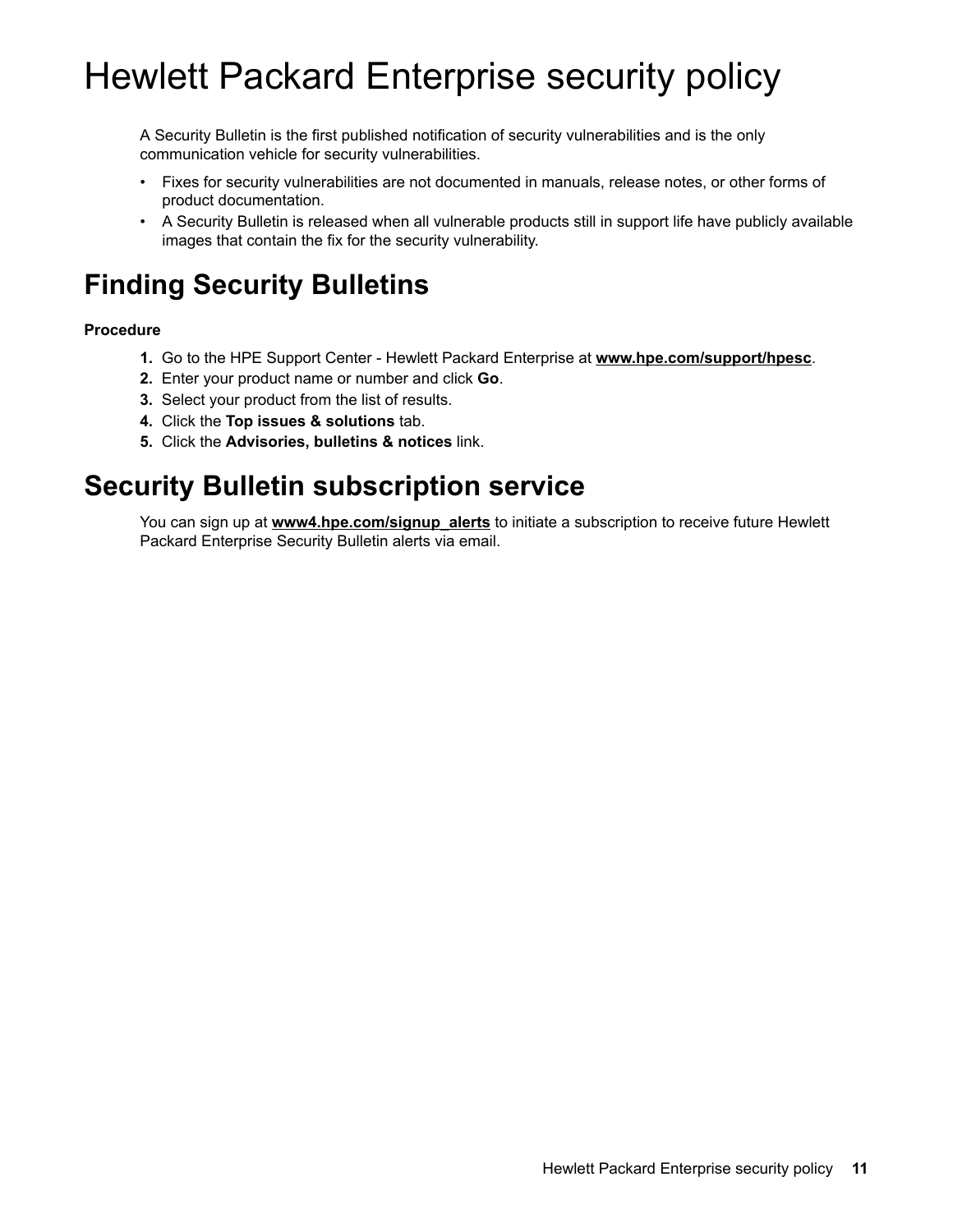# Hewlett Packard Enterprise security policy

A Security Bulletin is the first published notification of security vulnerabilities and is the only communication vehicle for security vulnerabilities.

- Fixes for security vulnerabilities are not documented in manuals, release notes, or other forms of product documentation.
- A Security Bulletin is released when all vulnerable products still in support life have publicly available images that contain the fix for the security vulnerability.

## Finding Security Bulletins

**Procedure**

1. Go to the HPE Support Center - Hewlett Packard Enterprise at **www.hpe.com/support/hpesc**.
2. Enter your product name or number and click **Go**.
3. Select your product from the list of results.
4. Click the **Top issues & solutions** tab.
5. Click the **Advisories, bulletins & notices** link.

## Security Bulletin subscription service

You can sign up at **www4.hpe.com/signup_alerts** to initiate a subscription to receive future Hewlett Packard Enterprise Security Bulletin alerts via email.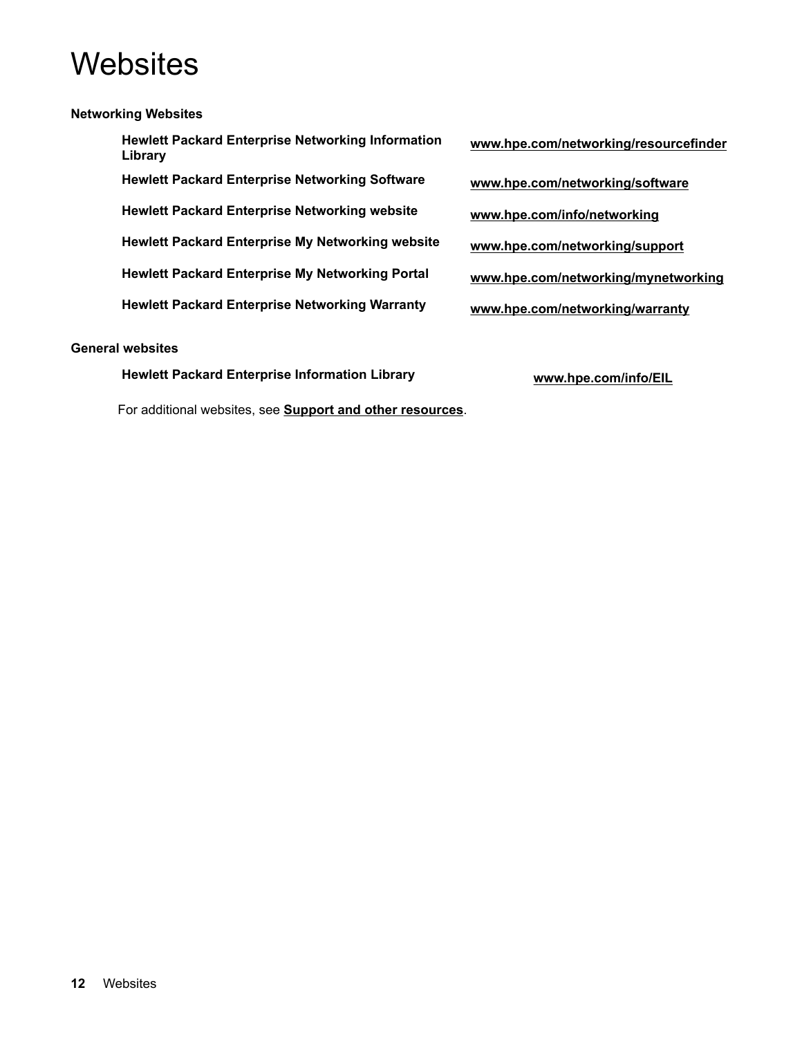# Websites

**Networking Websites**

| | |
|---|---|
| **Hewlett Packard Enterprise Networking Information Library** | www.hpe.com/networking/resourcefinder |
| **Hewlett Packard Enterprise Networking Software** | www.hpe.com/networking/software |
| **Hewlett Packard Enterprise Networking website** | www.hpe.com/info/networking |
| **Hewlett Packard Enterprise My Networking website** | www.hpe.com/networking/support |
| **Hewlett Packard Enterprise My Networking Portal** | www.hpe.com/networking/mynetworking |
| **Hewlett Packard Enterprise Networking Warranty** | www.hpe.com/networking/warranty |

**General websites**

| | |
|---|---|
| **Hewlett Packard Enterprise Information Library** | www.hpe.com/info/EIL |

For additional websites, see **Support and other resources**.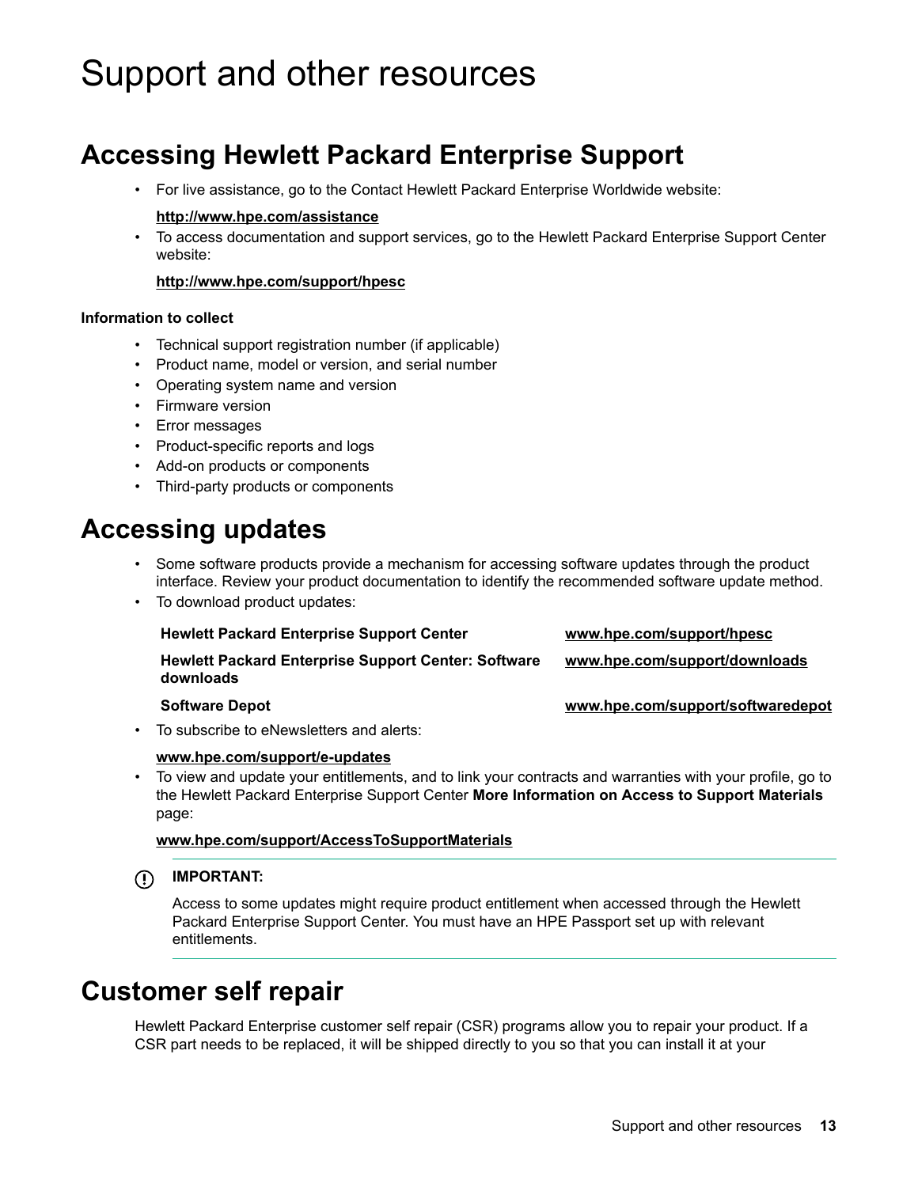# Support and other resources

## Accessing Hewlett Packard Enterprise Support

- For live assistance, go to the Contact Hewlett Packard Enterprise Worldwide website:

  **http://www.hpe.com/assistance**

- To access documentation and support services, go to the Hewlett Packard Enterprise Support Center website:

  **http://www.hpe.com/support/hpesc**

**Information to collect**

- Technical support registration number (if applicable)
- Product name, model or version, and serial number
- Operating system name and version
- Firmware version
- Error messages
- Product-specific reports and logs
- Add-on products or components
- Third-party products or components

## Accessing updates

- Some software products provide a mechanism for accessing software updates through the product interface. Review your product documentation to identify the recommended software update method.
- To download product updates:

| | |
|---|---|
| **Hewlett Packard Enterprise Support Center** | **www.hpe.com/support/hpesc** |
| **Hewlett Packard Enterprise Support Center: Software downloads** | **www.hpe.com/support/downloads** |
| **Software Depot** | **www.hpe.com/support/softwaredepot** |

- To subscribe to eNewsletters and alerts:

  **www.hpe.com/support/e-updates**

- To view and update your entitlements, and to link your contracts and warranties with your profile, go to the Hewlett Packard Enterprise Support Center **More Information on Access to Support Materials** page:

  **www.hpe.com/support/AccessToSupportMaterials**

**IMPORTANT:**

Access to some updates might require product entitlement when accessed through the Hewlett Packard Enterprise Support Center. You must have an HPE Passport set up with relevant entitlements.

## Customer self repair

Hewlett Packard Enterprise customer self repair (CSR) programs allow you to repair your product. If a CSR part needs to be replaced, it will be shipped directly to you so that you can install it at your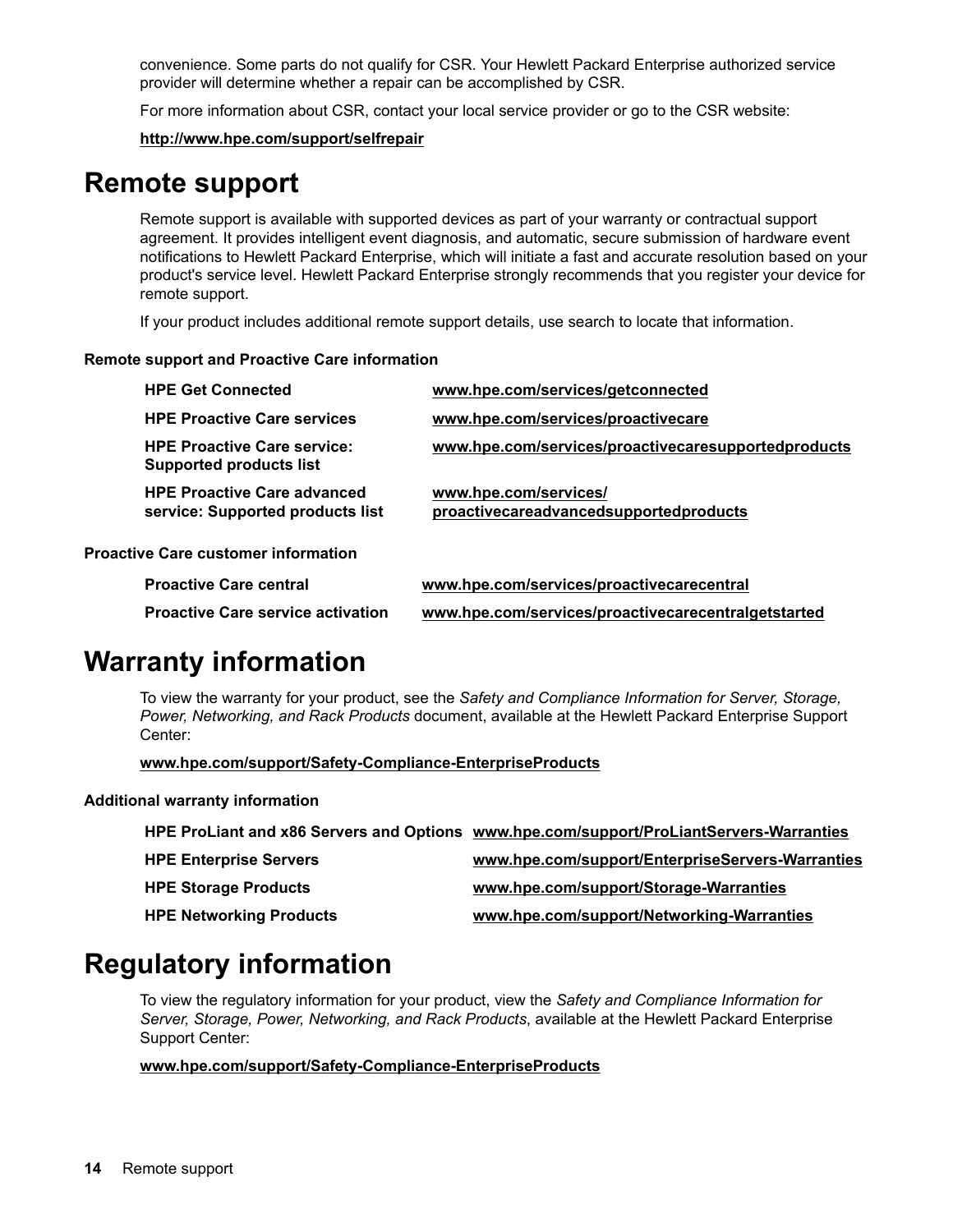convenience. Some parts do not qualify for CSR. Your Hewlett Packard Enterprise authorized service provider will determine whether a repair can be accomplished by CSR.

For more information about CSR, contact your local service provider or go to the CSR website:

**http://www.hpe.com/support/selfrepair**

# Remote support

Remote support is available with supported devices as part of your warranty or contractual support agreement. It provides intelligent event diagnosis, and automatic, secure submission of hardware event notifications to Hewlett Packard Enterprise, which will initiate a fast and accurate resolution based on your product's service level. Hewlett Packard Enterprise strongly recommends that you register your device for remote support.

If your product includes additional remote support details, use search to locate that information.

#### Remote support and Proactive Care information

| | |
|---|---|
| **HPE Get Connected** | **www.hpe.com/services/getconnected** |
| **HPE Proactive Care services** | **www.hpe.com/services/proactivecare** |
| **HPE Proactive Care service: Supported products list** | **www.hpe.com/services/proactivecaresupportedproducts** |
| **HPE Proactive Care advanced service: Supported products list** | **www.hpe.com/services/proactivecareadvancedsupportedproducts** |

#### Proactive Care customer information

| | |
|---|---|
| **Proactive Care central** | **www.hpe.com/services/proactivecarecentral** |
| **Proactive Care service activation** | **www.hpe.com/services/proactivecarecentralgetstarted** |

# Warranty information

To view the warranty for your product, see the *Safety and Compliance Information for Server, Storage, Power, Networking, and Rack Products* document, available at the Hewlett Packard Enterprise Support Center:

**www.hpe.com/support/Safety-Compliance-EnterpriseProducts**

#### Additional warranty information

| | |
|---|---|
| **HPE ProLiant and x86 Servers and Options** | **www.hpe.com/support/ProLiantServers-Warranties** |
| **HPE Enterprise Servers** | **www.hpe.com/support/EnterpriseServers-Warranties** |
| **HPE Storage Products** | **www.hpe.com/support/Storage-Warranties** |
| **HPE Networking Products** | **www.hpe.com/support/Networking-Warranties** |

# Regulatory information

To view the regulatory information for your product, view the *Safety and Compliance Information for Server, Storage, Power, Networking, and Rack Products*, available at the Hewlett Packard Enterprise Support Center:

**www.hpe.com/support/Safety-Compliance-EnterpriseProducts**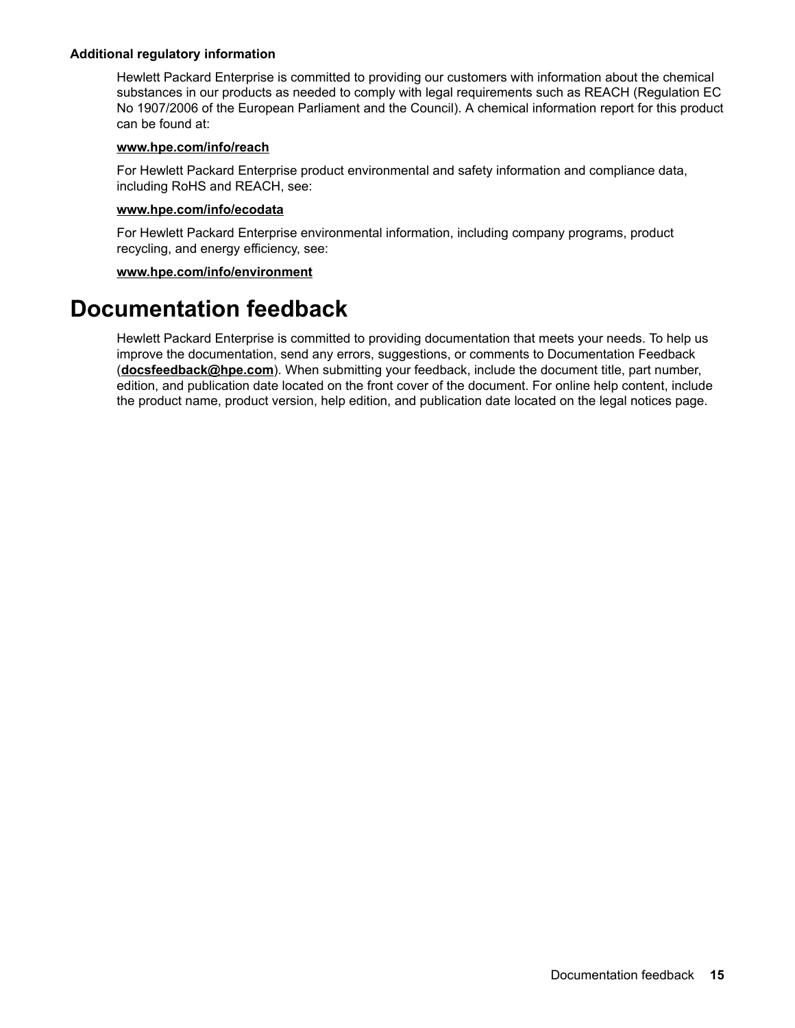### Additional regulatory information

Hewlett Packard Enterprise is committed to providing our customers with information about the chemical substances in our products as needed to comply with legal requirements such as REACH (Regulation EC No 1907/2006 of the European Parliament and the Council). A chemical information report for this product can be found at:

**www.hpe.com/info/reach**

For Hewlett Packard Enterprise product environmental and safety information and compliance data, including RoHS and REACH, see:

**www.hpe.com/info/ecodata**

For Hewlett Packard Enterprise environmental information, including company programs, product recycling, and energy efficiency, see:

**www.hpe.com/info/environment**

# Documentation feedback

Hewlett Packard Enterprise is committed to providing documentation that meets your needs. To help us improve the documentation, send any errors, suggestions, or comments to Documentation Feedback (**docsfeedback@hpe.com**). When submitting your feedback, include the document title, part number, edition, and publication date located on the front cover of the document. For online help content, include the product name, product version, help edition, and publication date located on the legal notices page.